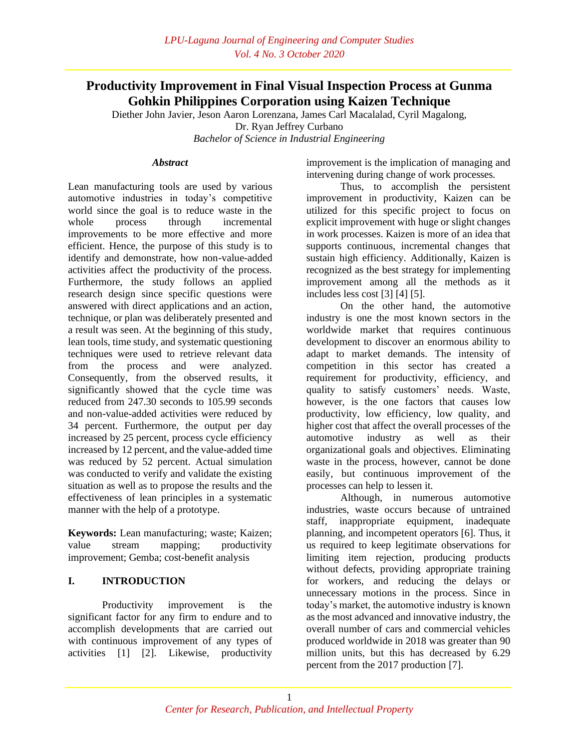# Productivity Improvement in Final Visual Inspection Process at Gunma Gohkin Philippines Corporation using Kaizen Technique

Diether John Javier, Jeson Aaron Lorenzana, James Carl Macalalad, Cyril Magalong, Dr. Ryan Jeffrey Curbano

*Bachelor of Science in Industrial Engineering*

### *Abstract*

Lean manufacturing tools are used by various automotive industries in today's competitive world since the goal is to reduce waste in the whole process through incremental improvements to be more effective and more efficient. Hence, the purpose of this study is to identify and demonstrate, how non-value-added activities affect the productivity of the process. Furthermore, the study follows an applied research design since specific questions were answered with direct applications and an action, technique, or plan was deliberately presented and a result was seen. At the beginning of this study, lean tools, time study, and systematic questioning techniques were used to retrieve relevant data from the process and were analyzed. Consequently, from the observed results, it significantly showed that the cycle time was reduced from 247.30 seconds to 105.99 seconds and non-value-added activities were reduced by 34 percent. Furthermore, the output per day increased by 25 percent, process cycle efficiency increased by 12 percent, and the value-added time was reduced by 52 percent. Actual simulation was conducted to verify and validate the existing situation as well as to propose the results and the effectiveness of lean principles in a systematic manner with the help of a prototype.

**Keywords:** Lean manufacturing; waste; Kaizen; value stream mapping; productivity improvement; Gemba; cost-benefit analysis

## I. INTRODUCTION

Productivity improvement is the significant factor for any firm to endure and to accomplish developments that are carried out with continuous improvement of any types of activities [1] [2]. Likewise, productivity improvement is the implication of managing and intervening during change of work processes.

Thus, to accomplish the persistent improvement in productivity, Kaizen can be utilized for this specific project to focus on explicit improvement with huge or slight changes in work processes. Kaizen is more of an idea that supports continuous, incremental changes that sustain high efficiency. Additionally, Kaizen is recognized as the best strategy for implementing improvement among all the methods as it includes less cost [3] [4] [5].

On the other hand, the automotive industry is one the most known sectors in the worldwide market that requires continuous development to discover an enormous ability to adapt to market demands. The intensity of competition in this sector has created a requirement for productivity, efficiency, and quality to satisfy customers' needs. Waste, however, is the one factors that causes low productivity, low efficiency, low quality, and higher cost that affect the overall processes of the automotive industry as well as their organizational goals and objectives. Eliminating waste in the process, however, cannot be done easily, but continuous improvement of the processes can help to lessen it.

Although, in numerous automotive industries, waste occurs because of untrained staff, inappropriate equipment, inadequate planning, and incompetent operators [6]. Thus, it us required to keep legitimate observations for limiting item rejection, producing products without defects, providing appropriate training for workers, and reducing the delays or unnecessary motions in the process. Since in today's market, the automotive industry is known as the most advanced and innovative industry, the overall number of cars and commercial vehicles produced worldwide in 2018 was greater than 90 million units, but this has decreased by 6.29 percent from the 2017 production [7].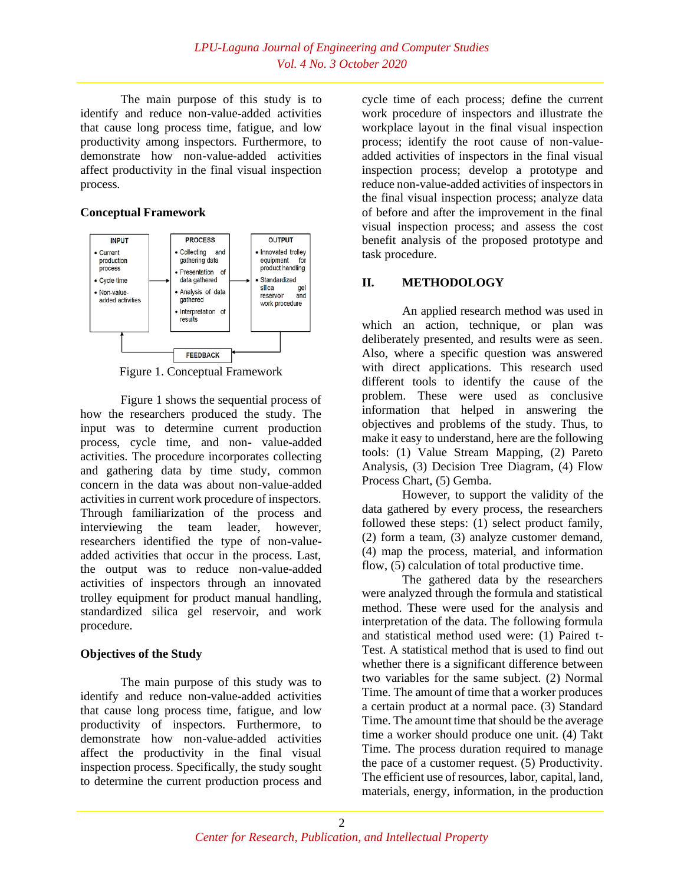The main purpose of this study is to identify and reduce non-value-added activities that cause long process time, fatigue, and low productivity among inspectors. Furthermore, to demonstrate how non-value-added activities affect productivity in the final visual inspection process.

### Conceptual Framework

| INPUT | PROCESS | OUTPUT |
|---|---|---|
| • Current production process<br>• Cycle time<br>• Non-value-added activities | • Collecting and gathering data<br>• Presentation of data gathered<br>• Analysis of data gathered<br>• Interpretation of results | • Innovated trolley equipment for product handling<br>• Standardized silica gel reservoir and work procedure |

FEEDBACK

Figure 1. Conceptual Framework

Figure 1 shows the sequential process of how the researchers produced the study. The input was to determine current production process, cycle time, and non- value-added activities. The procedure incorporates collecting and gathering data by time study, common concern in the data was about non-value-added activities in current work procedure of inspectors. Through familiarization of the process and interviewing the team leader, however, researchers identified the type of non-value-added activities that occur in the process. Last, the output was to reduce non-value-added activities of inspectors through an innovated trolley equipment for product manual handling, standardized silica gel reservoir, and work procedure.

### Objectives of the Study

The main purpose of this study was to identify and reduce non-value-added activities that cause long process time, fatigue, and low productivity of inspectors. Furthermore, to demonstrate how non-value-added activities affect the productivity in the final visual inspection process. Specifically, the study sought to determine the current production process and cycle time of each process; define the current work procedure of inspectors and illustrate the workplace layout in the final visual inspection process; identify the root cause of non-value-added activities of inspectors in the final visual inspection process; develop a prototype and reduce non-value-added activities of inspectors in the final visual inspection process; analyze data of before and after the improvement in the final visual inspection process; and assess the cost benefit analysis of the proposed prototype and task procedure.

## II. METHODOLOGY

An applied research method was used in which an action, technique, or plan was deliberately presented, and results were as seen. Also, where a specific question was answered with direct applications. This research used different tools to identify the cause of the problem. These were used as conclusive information that helped in answering the objectives and problems of the study. Thus, to make it easy to understand, here are the following tools: (1) Value Stream Mapping, (2) Pareto Analysis, (3) Decision Tree Diagram, (4) Flow Process Chart, (5) Gemba.

However, to support the validity of the data gathered by every process, the researchers followed these steps: (1) select product family, (2) form a team, (3) analyze customer demand, (4) map the process, material, and information flow, (5) calculation of total productive time.

The gathered data by the researchers were analyzed through the formula and statistical method. These were used for the analysis and interpretation of the data. The following formula and statistical method used were: (1) Paired t-Test. A statistical method that is used to find out whether there is a significant difference between two variables for the same subject. (2) Normal Time. The amount of time that a worker produces a certain product at a normal pace. (3) Standard Time. The amount time that should be the average time a worker should produce one unit. (4) Takt Time. The process duration required to manage the pace of a customer request. (5) Productivity. The efficient use of resources, labor, capital, land, materials, energy, information, in the production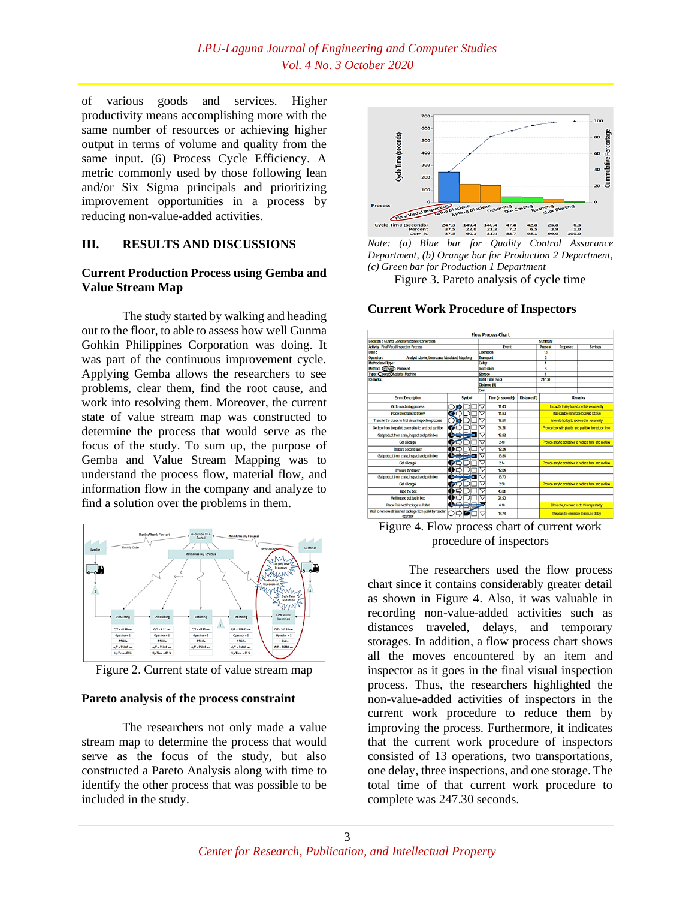of various goods and services. Higher productivity means accomplishing more with the same number of resources or achieving higher output in terms of volume and quality from the same input. (6) Process Cycle Efficiency. A metric commonly used by those following lean and/or Six Sigma principals and prioritizing improvement opportunities in a process by reducing non-value-added activities.

## III. RESULTS AND DISCUSSIONS

### Current Production Process using Gemba and Value Stream Map

The study started by walking and heading out to the floor, to able to assess how well Gunma Gohkin Philippines Corporation was doing. It was part of the continuous improvement cycle. Applying Gemba allows the researchers to see problems, clear them, find the root cause, and work into resolving them. Moreover, the current state of value stream map was constructed to determine the process that would serve as the focus of the study. To sum up, the purpose of Gemba and Value Stream Mapping was to understand the process flow, material flow, and information flow in the company and analyze to find a solution over the problems in them.

Figure 2. Current state of value stream map

### Pareto analysis of the process constraint

The researchers not only made a value stream map to determine the process that would serve as the focus of the study, but also constructed a Pareto Analysis along with time to identify the other process that was possible to be included in the study.

*Note: (a) Blue bar for Quality Control Assurance Department, (b) Orange bar for Production 2 Department, (c) Green bar for Production 1 Department*

Figure 3. Pareto analysis of cycle time

### Current Work Procedure of Inspectors

Figure 4. Flow process chart of current work procedure of inspectors

The researchers used the flow process chart since it contains considerably greater detail as shown in Figure 4. Also, it was valuable in recording non-value-added activities such as distances traveled, delays, and temporary storages. In addition, a flow process chart shows all the moves encountered by an item and inspector as it goes in the final visual inspection process. Thus, the researchers highlighted the non-value-added activities of inspectors in the current work procedure to reduce them by improving the process. Furthermore, it indicates that the current work procedure of inspectors consisted of 13 operations, two transportations, one delay, three inspections, and one storage. The total time of that current work procedure to complete was 247.30 seconds.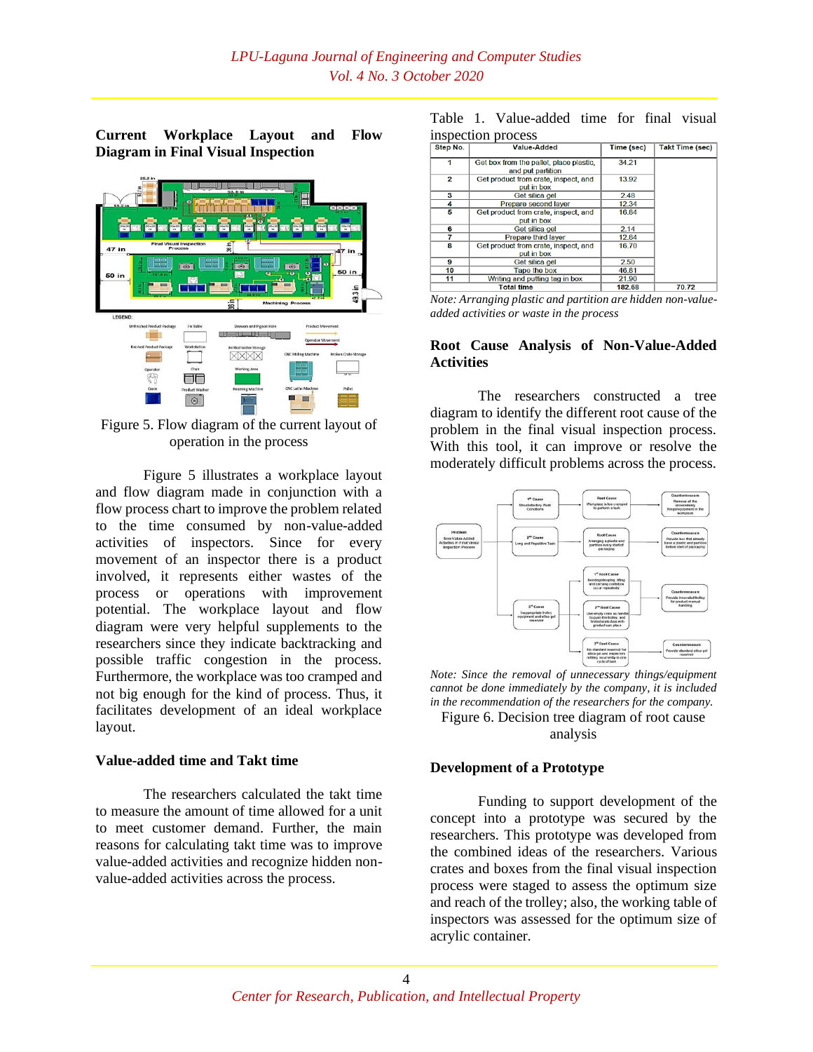### Current Workplace Layout and Flow Diagram in Final Visual Inspection

Figure 5. Flow diagram of the current layout of operation in the process

Figure 5 illustrates a workplace layout and flow diagram made in conjunction with a flow process chart to improve the problem related to the time consumed by non-value-added activities of inspectors. Since for every movement of an inspector there is a product involved, it represents either wastes of the process or operations with improvement potential. The workplace layout and flow diagram were very helpful supplements to the researchers since they indicate backtracking and possible traffic congestion in the process. Furthermore, the workplace was too cramped and not big enough for the kind of process. Thus, it facilitates development of an ideal workplace layout.

### Value-added time and Takt time

The researchers calculated the takt time to measure the amount of time allowed for a unit to meet customer demand. Further, the main reasons for calculating takt time was to improve value-added activities and recognize hidden non-value-added activities across the process.

Table 1. Value-added time for final visual inspection process

| Step No. | Value-Added | Time (sec) | Takt Time (sec) |
|---|---|---|---|
| 1 | Get box from the pallet, place plastic, and put partition | 34.21 | |
| 2 | Get product from crate, inspect, and put in box | 13.92 | |
| 3 | Get silica gel | 2.48 | |
| 4 | Prepare second layer | 12.34 | |
| 5 | Get product from crate, inspect, and put in box | 16.84 | |
| 6 | Get silica gel | 2.14 | |
| 7 | Prepare third layer | 12.84 | |
| 8 | Get product from crate, inspect, and put in box | 16.70 | |
| 9 | Get silica gel | 2.50 | |
| 10 | Tape the box | 46.81 | |
| 11 | Writing and putting tag in box | 21.90 | |
| Total time | | 182.68 | 70.72 |

*Note: Arranging plastic and partition are hidden non-value-added activities or waste in the process*

### Root Cause Analysis of Non-Value-Added Activities

The researchers constructed a tree diagram to identify the different root cause of the problem in the final visual inspection process. With this tool, it can improve or resolve the moderately difficult problems across the process.

*Note: Since the removal of unnecessary things/equipment cannot be done immediately by the company, it is included in the recommendation of the researchers for the company.*

Figure 6. Decision tree diagram of root cause analysis

### Development of a Prototype

Funding to support development of the concept into a prototype was secured by the researchers. This prototype was developed from the combined ideas of the researchers. Various crates and boxes from the final visual inspection process were staged to assess the optimum size and reach of the trolley; also, the working table of inspectors was assessed for the optimum size of acrylic container.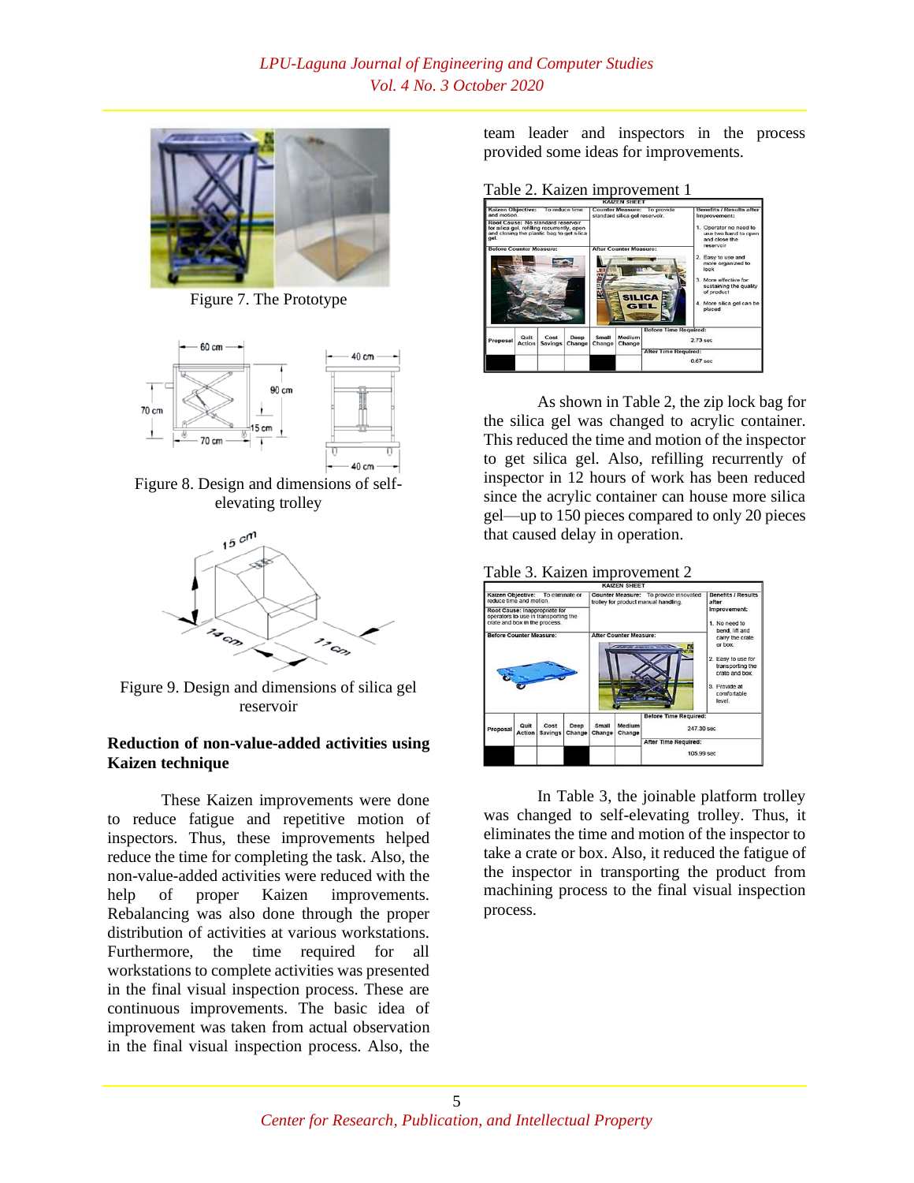Figure 7. The Prototype

Figure 8. Design and dimensions of self-elevating trolley

Figure 9. Design and dimensions of silica gel reservoir

**Reduction of non-value-added activities using Kaizen technique**

These Kaizen improvements were done to reduce fatigue and repetitive motion of inspectors. Thus, these improvements helped reduce the time for completing the task. Also, the non-value-added activities were reduced with the help of proper Kaizen improvements. Rebalancing was also done through the proper distribution of activities at various workstations. Furthermore, the time required for all workstations to complete activities was presented in the final visual inspection process. These are continuous improvements. The basic idea of improvement was taken from actual observation in the final visual inspection process. Also, the team leader and inspectors in the process provided some ideas for improvements.

Table 2. Kaizen improvement 1

| KAIZEN SHEET | | | | | | | |
|---|---|---|---|---|---|---|---|
| Kaizen Objective: To reduce time and motion. | | | | Counter Measure: To provide standard silica gel reservoir. | | Benefits / Results after Improvement: | |
| Root Cause: No standard reservoir for silica gel, refilling recurrently, open and closing the plastic bag to get silica gel. | | | | | | 1. Operator no need to use two hand to open and close the reservoir<br>2. Easy to use and more organized to look<br>3. More effective for sustaining the quality of product<br>4. More silica gel can be placed | |
| Before Counter Measure: | | | | After Counter Measure: | | | |
| Proposal | Quit Action | Cost Savings | Deep Change | Small Change | Medium Change | Before Time Required: 2.73 sec | |
| | | | | | | After Time Required: 0.67 sec | |

As shown in Table 2, the zip lock bag for the silica gel was changed to acrylic container. This reduced the time and motion of the inspector to get silica gel. Also, refilling recurrently of inspector in 12 hours of work has been reduced since the acrylic container can house more silica gel—up to 150 pieces compared to only 20 pieces that caused delay in operation.

Table 3. Kaizen improvement 2

| KAIZEN SHEET | | | | | | | |
|---|---|---|---|---|---|---|---|
| Kaizen Objective: To eliminate or reduce time and motion. | | | | Counter Measure: To provide innovated trolley for product manual handling. | | Benefits / Results after Improvement: | |
| Root Cause: Inappropriate for operators to use in transporting the crate and box in the process. | | | | | | 1. No need to bend, lift and carry the crate or box.<br>2. Easy to use for transporting the crate and box.<br>3. Provide at comfortable level. | |
| Before Counter Measure: | | | | After Counter Measure: | | | |
| Proposal | Quit Action | Cost Savings | Deep Change | Small Change | Medium Change | Before Time Required: 247.30 sec | |
| | | | | | | After Time Required: 105.99 sec | |

In Table 3, the joinable platform trolley was changed to self-elevating trolley. Thus, it eliminates the time and motion of the inspector to take a crate or box. Also, it reduced the fatigue of the inspector in transporting the product from machining process to the final visual inspection process.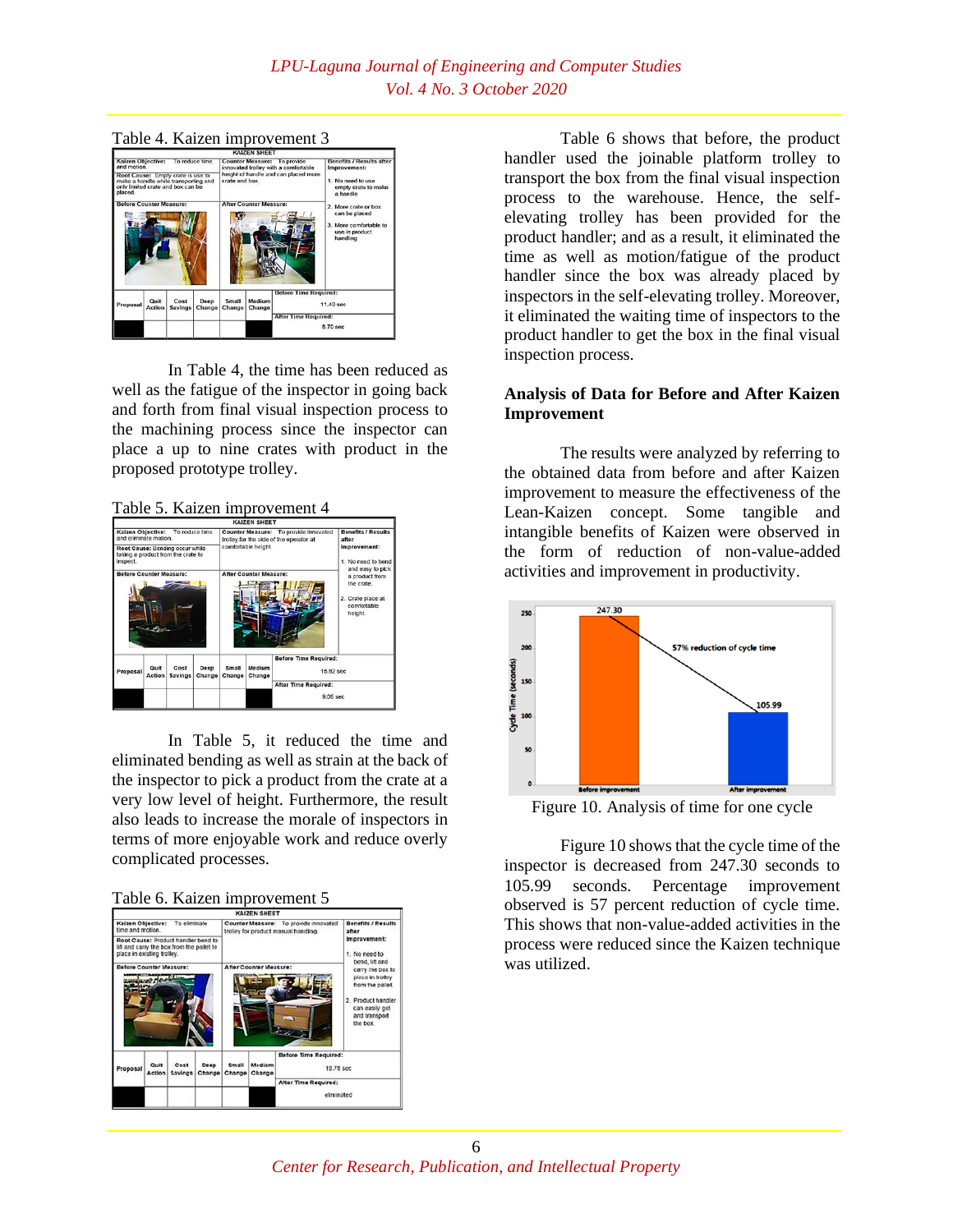Table 4. Kaizen improvement 3

| KAIZEN SHEET | | | | | | |
|---|---|---|---|---|---|---|
| Kaizen Objective: To reduce time and motion. | | Counter Measure: To provide innovated trolley with a comfortable height of handle and can placed more crate and box. | | | | Benefits / Results after Improvement: 1. No need to use empty crate to make a handle 2. More crate or box can be placed 3. More comfortable to use in product handling |
| Root Cause: Empty crate is use to make a handle while transporting and only limited crate and box can be placed. | | | | | | |
| Before Counter Measure: | | After Counter Measure: | | | | |
| Proposal | Quit Action | Cost Savings | Deep Change | Small Change | Medium Change | Before Time Required: 11.40 sec |
| | | | | | | After Time Required: 8.70 sec |

In Table 4, the time has been reduced as well as the fatigue of the inspector in going back and forth from final visual inspection process to the machining process since the inspector can place a up to nine crates with product in the proposed prototype trolley.

Table 5. Kaizen improvement 4

| KAIZEN SHEET | | | | | | |
|---|---|---|---|---|---|---|
| Kaizen Objective: To reduce time and eliminate motion. | | Counter Measure: To provide innovated trolley for the side of the operator at comfortable height | | | | Benefits / Results after Improvement: 1. No need to bend and easy to pick a product from the crate. 2. Crate place at comfortable height. |
| Root Cause: Bending occur while taking a product from the crate to inspect. | | | | | | |
| Before Counter Measure: | | After Counter Measure: | | | | |
| Proposal | Quit Action | Cost Savings | Deep Change | Small Change | Medium Change | Before Time Required: 15.92 sec |
| | | | | | | After Time Required: 9.06 sec |

In Table 5, it reduced the time and eliminated bending as well as strain at the back of the inspector to pick a product from the crate at a very low level of height. Furthermore, the result also leads to increase the morale of inspectors in terms of more enjoyable work and reduce overly complicated processes.

Table 6. Kaizen improvement 5

| KAIZEN SHEET | | | | | | |
|---|---|---|---|---|---|---|
| Kaizen Objective: To eliminate time and motion. | | Counter Measure: To provide innovated trolley for product manual handling | | | | Benefits / Results after Improvement: 1. No need to bend, lift and carry the box to place in trolley from the pallet. 2. Product handler can easily get and transport the box. |
| Root Cause: Product handler bend to lift and carry the box from the pallet to place in existing trolley. | | | | | | |
| Before Counter Measure: | | After Counter Measure: | | | | |
| Proposal | Quit Action | Cost Savings | Deep Change | Small Change | Medium Change | Before Time Required: 18.78 sec |
| | | | | | | After Time Required: eliminated |

Table 6 shows that before, the product handler used the joinable platform trolley to transport the box from the final visual inspection process to the warehouse. Hence, the self-elevating trolley has been provided for the product handler; and as a result, it eliminated the time as well as motion/fatigue of the product handler since the box was already placed by inspectors in the self-elevating trolley. Moreover, it eliminated the waiting time of inspectors to the product handler to get the box in the final visual inspection process.

## Analysis of Data for Before and After Kaizen Improvement

The results were analyzed by referring to the obtained data from before and after Kaizen improvement to measure the effectiveness of the Lean-Kaizen concept. Some tangible and intangible benefits of Kaizen were observed in the form of reduction of non-value-added activities and improvement in productivity.

Figure 10. Analysis of time for one cycle

Figure 10 shows that the cycle time of the inspector is decreased from 247.30 seconds to 105.99 seconds. Percentage improvement observed is 57 percent reduction of cycle time. This shows that non-value-added activities in the process were reduced since the Kaizen technique was utilized.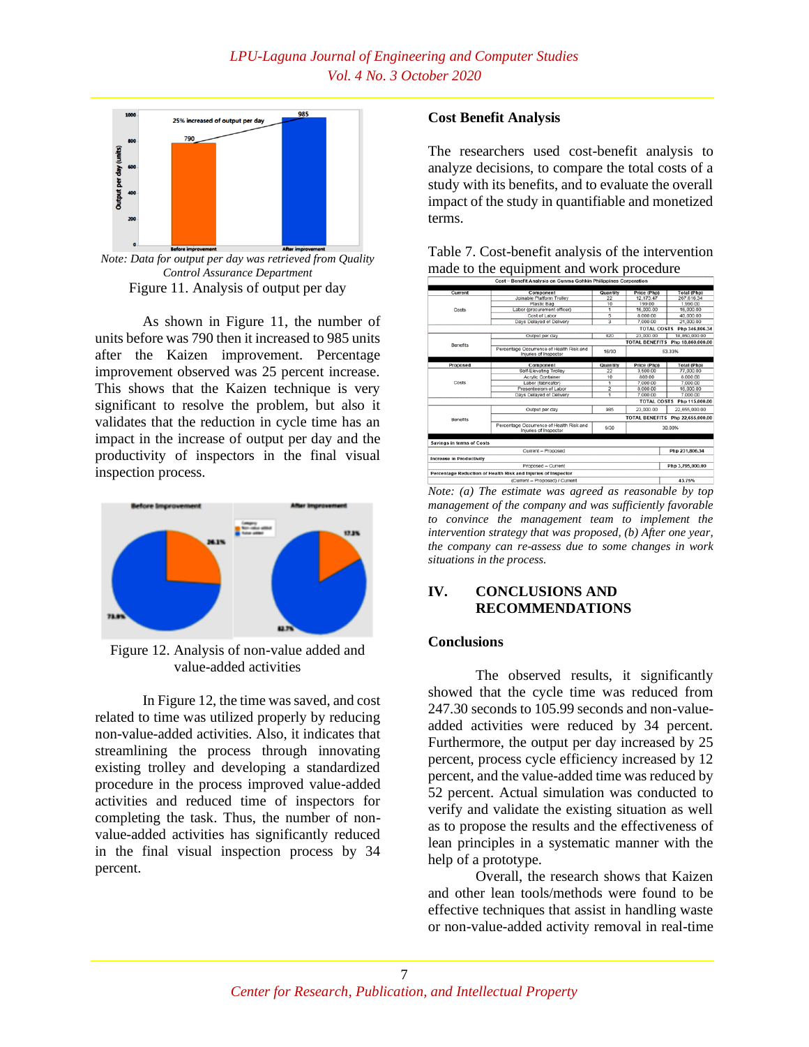Note: Data for output per day was retrieved from Quality Control Assurance Department

Figure 11. Analysis of output per day

As shown in Figure 11, the number of units before was 790 then it increased to 985 units after the Kaizen improvement. Percentage improvement observed was 25 percent increase. This shows that the Kaizen technique is very significant to resolve the problem, but also it validates that the reduction in cycle time has an impact in the increase of output per day and the productivity of inspectors in the final visual inspection process.

Figure 12. Analysis of non-value added and value-added activities

In Figure 12, the time was saved, and cost related to time was utilized properly by reducing non-value-added activities. Also, it indicates that streamlining the process through innovating existing trolley and developing a standardized procedure in the process improved value-added activities and reduced time of inspectors for completing the task. Thus, the number of non-value-added activities has significantly reduced in the final visual inspection process by 34 percent.

### Cost Benefit Analysis

The researchers used cost-benefit analysis to analyze decisions, to compare the total costs of a study with its benefits, and to evaluate the overall impact of the study in quantifiable and monetized terms.

Table 7. Cost-benefit analysis of the intervention made to the equipment and work procedure

| Cost – Benefit Analysis on Gunma Gohkin Philippines Corporation | | | | |
|---|---|---|---|---|
| **Current** | **Component** | **Quantity** | **Price (Php)** | **Total (Php)** |
| Costs | Joinable Platform Trolley | 22 | 12,173.47 | 267,816.34 |
| | Plastic Bag | 10 | 199.00 | 1,990.00 |
| | Labor (procurement officer) | 1 | 16,000.00 | 16,000.00 |
| | Cost of Labor | 5 | 8,000.00 | 40,000.00 |
| | Days Delayed of Delivery | 3 | 7,000.00 | 21,000.00 |
| | | | TOTAL COSTS | Php 346,806.34 |
| Benefits | Output per day | 820 | 23,000.00 | 18,860,000.00 |
| | | | TOTAL BENEFITS | Php 18,860,000.00 |
| | Percentage Occurrence of Health Risk and Injuries of Inspector | 16/30 | 53.33% | |
| **Proposed** | **Component** | **Quantity** | **Price (Php)** | **Total (Php)** |
| Costs | Self-Elevating Trolley | 22 | 3,500.00 | 77,000.00 |
| | Acrylic Container | 10 | 800.00 | 8,000.00 |
| | Labor (fabricator) | 1 | 7,000.00 | 7,000.00 |
| | Presenteeism of Labor | 2 | 8,000.00 | 16,000.00 |
| | Days Delayed of Delivery | 1 | 7,000.00 | 7,000.00 |
| | | | TOTAL COSTS | Php 115,000.00 |
| Benefits | Output per day | 985 | 23,000.00 | 22,655,000.00 |
| | | | TOTAL BENEFITS | Php 22,655,000.00 |
| | Percentage Occurrence of Health Risk and Injuries of Inspector | 9/30 | 30.00% | |
| **Savings in terms of Costs** | | | | |
| | Current – Proposed | | | Php 231,806.34 |
| **Increase in Productivity** | | | | |
| | Proposed – Current | | | Php 3,795,000.00 |
| **Percentage Reduction of Health Risk and Injuries of Inspector** | | | | |
| | (Current – Proposed) / Current | | | 43.75% |

*Note: (a) The estimate was agreed as reasonable by top management of the company and was sufficiently favorable to convince the management team to implement the intervention strategy that was proposed, (b) After one year, the company can re-assess due to some changes in work situations in the process.*

## IV. CONCLUSIONS AND RECOMMENDATIONS

### Conclusions

The observed results, it significantly showed that the cycle time was reduced from 247.30 seconds to 105.99 seconds and non-value-added activities were reduced by 34 percent. Furthermore, the output per day increased by 25 percent, process cycle efficiency increased by 12 percent, and the value-added time was reduced by 52 percent. Actual simulation was conducted to verify and validate the existing situation as well as to propose the results and the effectiveness of lean principles in a systematic manner with the help of a prototype.

Overall, the research shows that Kaizen and other lean tools/methods were found to be effective techniques that assist in handling waste or non-value-added activity removal in real-time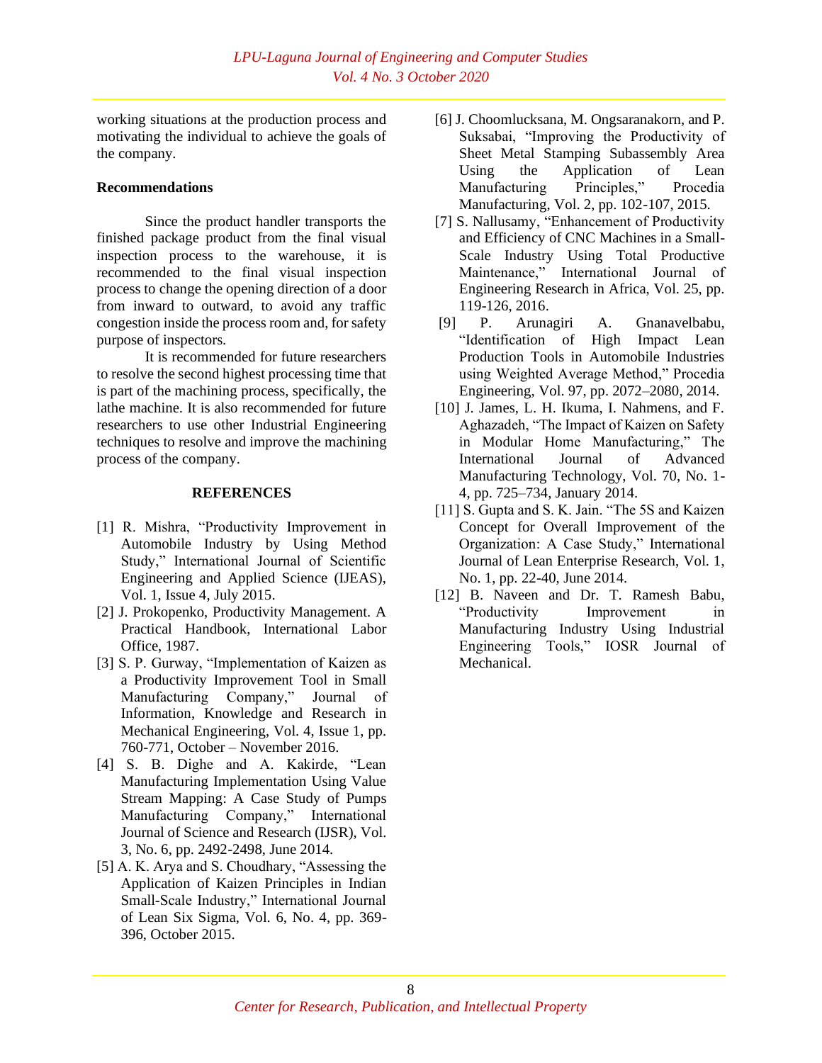working situations at the production process and motivating the individual to achieve the goals of the company.

**Recommendations**

Since the product handler transports the finished package product from the final visual inspection process to the warehouse, it is recommended to the final visual inspection process to change the opening direction of a door from inward to outward, to avoid any traffic congestion inside the process room and, for safety purpose of inspectors.

It is recommended for future researchers to resolve the second highest processing time that is part of the machining process, specifically, the lathe machine. It is also recommended for future researchers to use other Industrial Engineering techniques to resolve and improve the machining process of the company.

## REFERENCES

[1] R. Mishra, "Productivity Improvement in Automobile Industry by Using Method Study," International Journal of Scientific Engineering and Applied Science (IJEAS), Vol. 1, Issue 4, July 2015.

[2] J. Prokopenko, Productivity Management. A Practical Handbook, International Labor Office, 1987.

[3] S. P. Gurway, "Implementation of Kaizen as a Productivity Improvement Tool in Small Manufacturing Company," Journal of Information, Knowledge and Research in Mechanical Engineering, Vol. 4, Issue 1, pp. 760-771, October – November 2016.

[4] S. B. Dighe and A. Kakirde, "Lean Manufacturing Implementation Using Value Stream Mapping: A Case Study of Pumps Manufacturing Company," International Journal of Science and Research (IJSR), Vol. 3, No. 6, pp. 2492-2498, June 2014.

[5] A. K. Arya and S. Choudhary, "Assessing the Application of Kaizen Principles in Indian Small-Scale Industry," International Journal of Lean Six Sigma, Vol. 6, No. 4, pp. 369-396, October 2015.

[6] J. Choomlucksana, M. Ongsaranakorn, and P. Suksabai, "Improving the Productivity of Sheet Metal Stamping Subassembly Area Using the Application of Lean Manufacturing Principles," Procedia Manufacturing, Vol. 2, pp. 102-107, 2015.

[7] S. Nallusamy, "Enhancement of Productivity and Efficiency of CNC Machines in a Small-Scale Industry Using Total Productive Maintenance," International Journal of Engineering Research in Africa, Vol. 25, pp. 119-126, 2016.

[9] P. Arunagiri A. Gnanavelbabu, "Identification of High Impact Lean Production Tools in Automobile Industries using Weighted Average Method," Procedia Engineering, Vol. 97, pp. 2072–2080, 2014.

[10] J. James, L. H. Ikuma, I. Nahmens, and F. Aghazadeh, "The Impact of Kaizen on Safety in Modular Home Manufacturing," The International Journal of Advanced Manufacturing Technology, Vol. 70, No. 1-4, pp. 725–734, January 2014.

[11] S. Gupta and S. K. Jain. "The 5S and Kaizen Concept for Overall Improvement of the Organization: A Case Study," International Journal of Lean Enterprise Research, Vol. 1, No. 1, pp. 22-40, June 2014.

[12] B. Naveen and Dr. T. Ramesh Babu, "Productivity Improvement in Manufacturing Industry Using Industrial Engineering Tools," IOSR Journal of Mechanical.